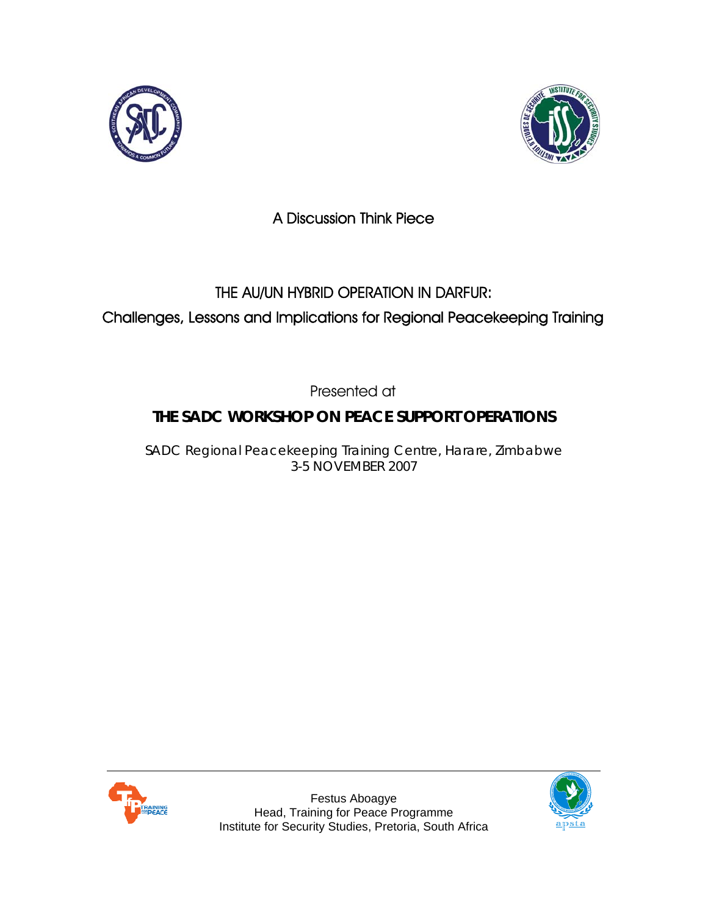A Discussion Think Piece

# THE AU/UN HYBRID OPERATION IN DARFUR:

## Challenges, Lessons and Implications for Regional Peacekeeping Training

Presented at

**THE SADC WORKSHOP ON PEACE SUPPORT OPERATIONS**

SADC Regional Peacekeeping Training Centre, Harare, Zimbabwe
3-5 NOVEMBER 2007

Festus Aboagye
Head, Training for Peace Programme
Institute for Security Studies, Pretoria, South Africa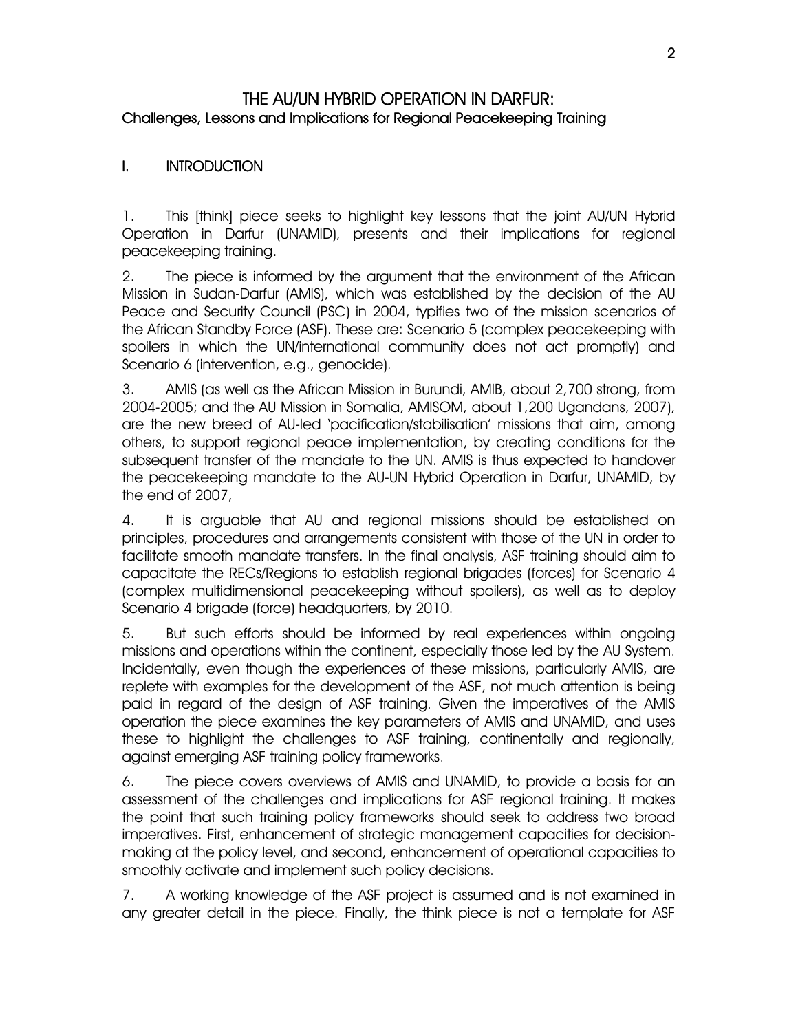# THE AU/UN HYBRID OPERATION IN DARFUR:
## Challenges, Lessons and Implications for Regional Peacekeeping Training

### I. INTRODUCTION

1. This [think] piece seeks to highlight key lessons that the joint AU/UN Hybrid Operation in Darfur (UNAMID), presents and their implications for regional peacekeeping training.

2. The piece is informed by the argument that the environment of the African Mission in Sudan-Darfur (AMIS), which was established by the decision of the AU Peace and Security Council (PSC) in 2004, typifies two of the mission scenarios of the African Standby Force (ASF). These are: Scenario 5 (complex peacekeeping with spoilers in which the UN/international community does not act promptly) and Scenario 6 (intervention, e.g., genocide).

3. AMIS (as well as the African Mission in Burundi, AMIB, about 2,700 strong, from 2004-2005; and the AU Mission in Somalia, AMISOM, about 1,200 Ugandans, 2007), are the new breed of AU-led 'pacification/stabilisation' missions that aim, among others, to support regional peace implementation, by creating conditions for the subsequent transfer of the mandate to the UN. AMIS is thus expected to handover the peacekeeping mandate to the AU-UN Hybrid Operation in Darfur, UNAMID, by the end of 2007,

4. It is arguable that AU and regional missions should be established on principles, procedures and arrangements consistent with those of the UN in order to facilitate smooth mandate transfers. In the final analysis, ASF training should aim to capacitate the RECs/Regions to establish regional brigades (forces) for Scenario 4 (complex multidimensional peacekeeping without spoilers), as well as to deploy Scenario 4 brigade (force) headquarters, by 2010.

5. But such efforts should be informed by real experiences within ongoing missions and operations within the continent, especially those led by the AU System. Incidentally, even though the experiences of these missions, particularly AMIS, are replete with examples for the development of the ASF, not much attention is being paid in regard of the design of ASF training. Given the imperatives of the AMIS operation the piece examines the key parameters of AMIS and UNAMID, and uses these to highlight the challenges to ASF training, continentally and regionally, against emerging ASF training policy frameworks.

6. The piece covers overviews of AMIS and UNAMID, to provide a basis for an assessment of the challenges and implications for ASF regional training. It makes the point that such training policy frameworks should seek to address two broad imperatives. First, enhancement of strategic management capacities for decision-making at the policy level, and second, enhancement of operational capacities to smoothly activate and implement such policy decisions.

7. A working knowledge of the ASF project is assumed and is not examined in any greater detail in the piece. Finally, the think piece is not a template for ASF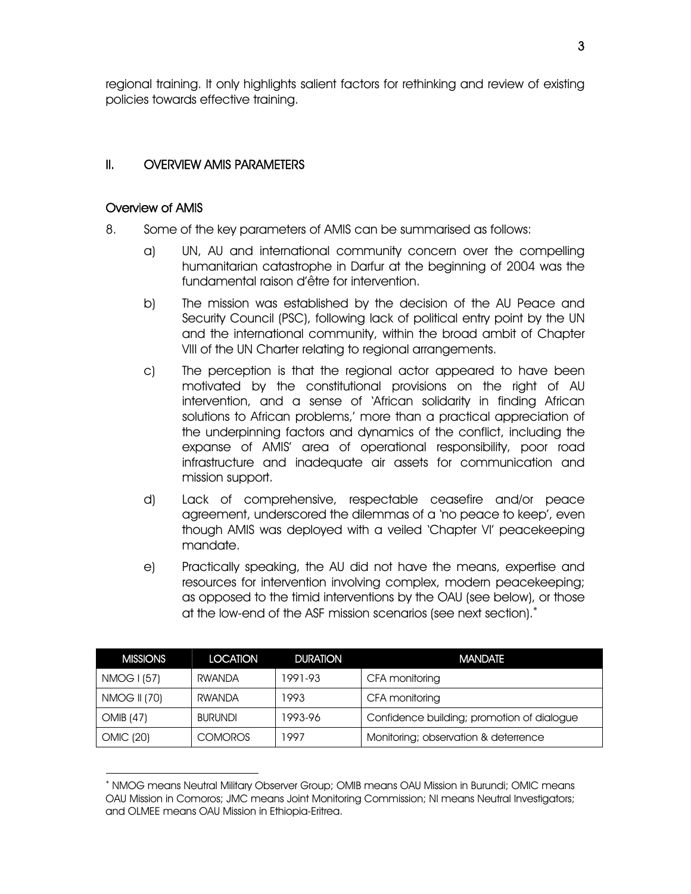regional training. It only highlights salient factors for rethinking and review of existing policies towards effective training.

## II. OVERVIEW AMIS PARAMETERS

### Overview of AMIS

8. Some of the key parameters of AMIS can be summarised as follows:

   a) UN, AU and international community concern over the compelling humanitarian catastrophe in Darfur at the beginning of 2004 was the fundamental raison d'être for intervention.

   b) The mission was established by the decision of the AU Peace and Security Council (PSC), following lack of political entry point by the UN and the international community, within the broad ambit of Chapter VIII of the UN Charter relating to regional arrangements.

   c) The perception is that the regional actor appeared to have been motivated by the constitutional provisions on the right of AU intervention, and a sense of 'African solidarity in finding African solutions to African problems,' more than a practical appreciation of the underpinning factors and dynamics of the conflict, including the expanse of AMIS' area of operational responsibility, poor road infrastructure and inadequate air assets for communication and mission support.

   d) Lack of comprehensive, respectable ceasefire and/or peace agreement, underscored the dilemmas of a 'no peace to keep', even though AMIS was deployed with a veiled 'Chapter VI' peacekeeping mandate.

   e) Practically speaking, the AU did not have the means, expertise and resources for intervention involving complex, modern peacekeeping; as opposed to the timid interventions by the OAU (see below), or those at the low-end of the ASF mission scenarios (see next section).[*]

| MISSIONS | LOCATION | DURATION | MANDATE |
|---|---|---|---|
| NMOG I (57) | RWANDA | 1991-93 | CFA monitoring |
| NMOG II (70) | RWANDA | 1993 | CFA monitoring |
| OMIB (47) | BURUNDI | 1993-96 | Confidence building; promotion of dialogue |
| OMIC (20) | COMOROS | 1997 | Monitoring; observation & deterrence |

[*] NMOG means Neutral Military Observer Group; OMIB means OAU Mission in Burundi; OMIC means OAU Mission in Comoros; JMC means Joint Monitoring Commission; NI means Neutral Investigators; and OLMEE means OAU Mission in Ethiopia-Eritrea.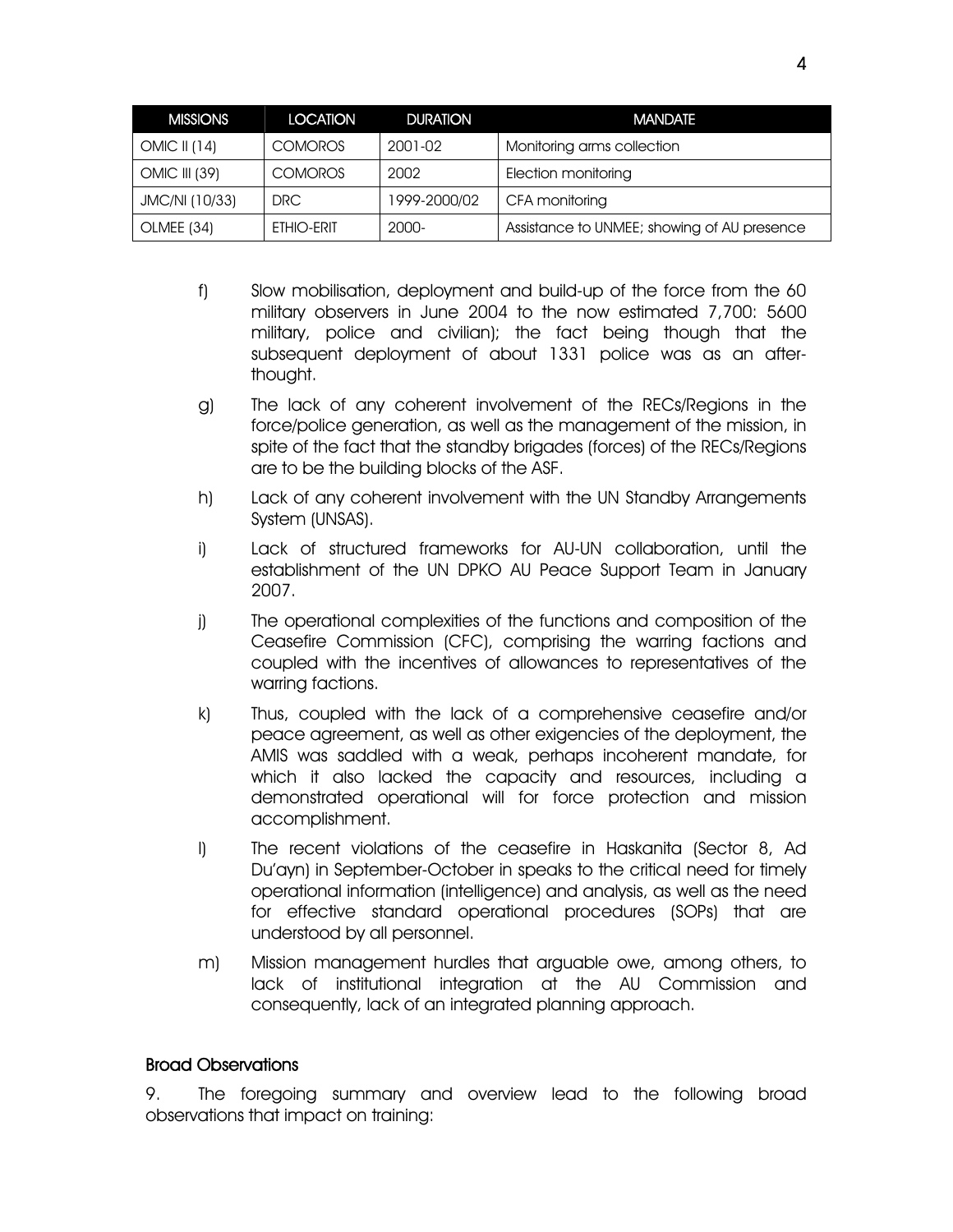| MISSIONS | LOCATION | DURATION | MANDATE |
|---|---|---|---|
| OMIC II (14) | COMOROS | 2001-02 | Monitoring arms collection |
| OMIC III (39) | COMOROS | 2002 | Election monitoring |
| JMC/NI (10/33) | DRC | 1999-2000/02 | CFA monitoring |
| OLMEE (34) | ETHIO-ERIT | 2000- | Assistance to UNMEE; showing of AU presence |

f) Slow mobilisation, deployment and build-up of the force from the 60 military observers in June 2004 to the now estimated 7,700: 5600 military, police and civilian); the fact being though that the subsequent deployment of about 1331 police was as an after-thought.

g) The lack of any coherent involvement of the RECs/Regions in the force/police generation, as well as the management of the mission, in spite of the fact that the standby brigades (forces) of the RECs/Regions are to be the building blocks of the ASF.

h) Lack of any coherent involvement with the UN Standby Arrangements System (UNSAS).

i) Lack of structured frameworks for AU-UN collaboration, until the establishment of the UN DPKO AU Peace Support Team in January 2007.

j) The operational complexities of the functions and composition of the Ceasefire Commission (CFC), comprising the warring factions and coupled with the incentives of allowances to representatives of the warring factions.

k) Thus, coupled with the lack of a comprehensive ceasefire and/or peace agreement, as well as other exigencies of the deployment, the AMIS was saddled with a weak, perhaps incoherent mandate, for which it also lacked the capacity and resources, including a demonstrated operational will for force protection and mission accomplishment.

l) The recent violations of the ceasefire in Haskanita (Sector 8, Ad Du'ayn) in September-October in speaks to the critical need for timely operational information (intelligence) and analysis, as well as the need for effective standard operational procedures (SOPs) that are understood by all personnel.

m) Mission management hurdles that arguable owe, among others, to lack of institutional integration at the AU Commission and consequently, lack of an integrated planning approach.

## Broad Observations

9. The foregoing summary and overview lead to the following broad observations that impact on training: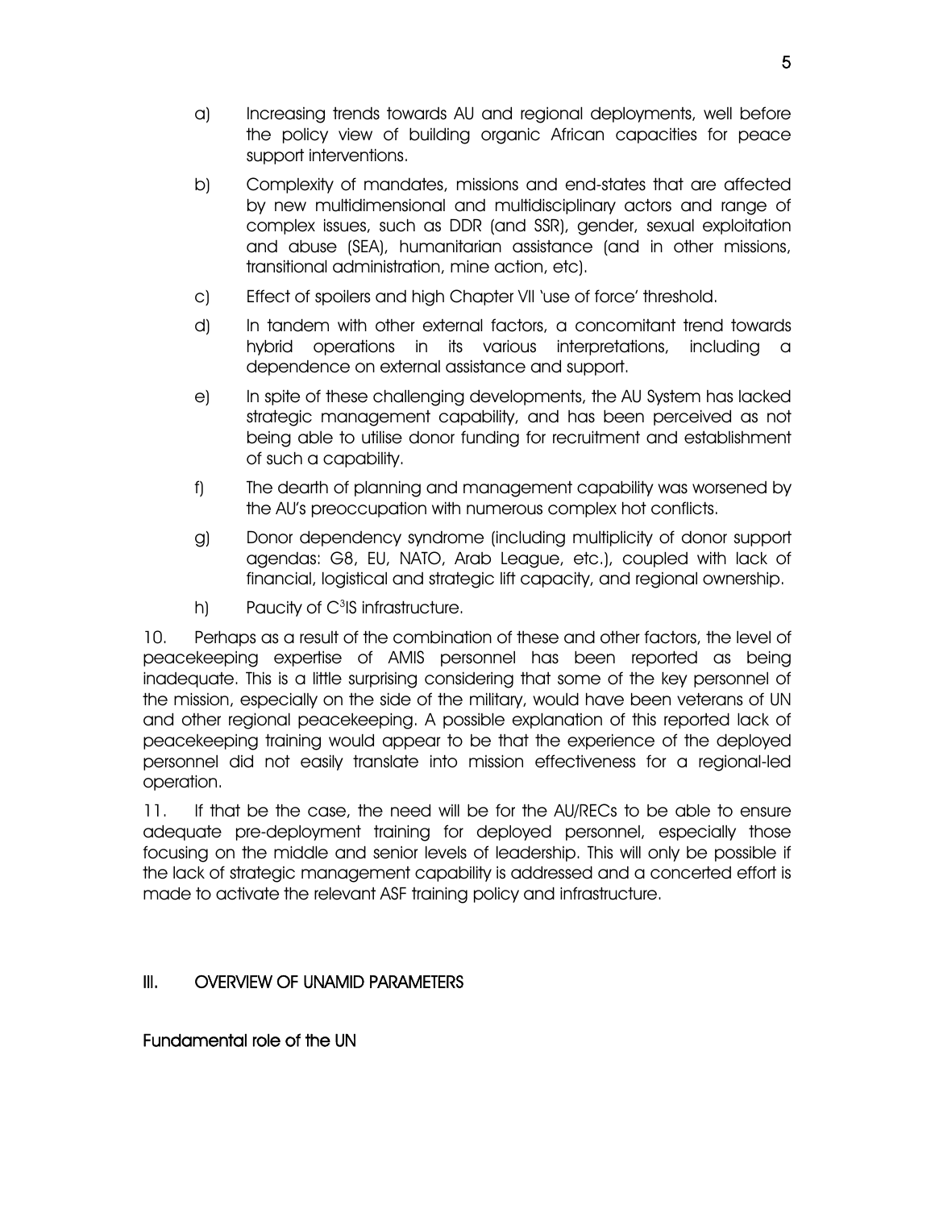a) Increasing trends towards AU and regional deployments, well before the policy view of building organic African capacities for peace support interventions.

b) Complexity of mandates, missions and end-states that are affected by new multidimensional and multidisciplinary actors and range of complex issues, such as DDR (and SSR), gender, sexual exploitation and abuse (SEA), humanitarian assistance (and in other missions, transitional administration, mine action, etc).

c) Effect of spoilers and high Chapter VII 'use of force' threshold.

d) In tandem with other external factors, a concomitant trend towards hybrid operations in its various interpretations, including a dependence on external assistance and support.

e) In spite of these challenging developments, the AU System has lacked strategic management capability, and has been perceived as not being able to utilise donor funding for recruitment and establishment of such a capability.

f) The dearth of planning and management capability was worsened by the AU's preoccupation with numerous complex hot conflicts.

g) Donor dependency syndrome (including multiplicity of donor support agendas: G8, EU, NATO, Arab League, etc.), coupled with lack of financial, logistical and strategic lift capacity, and regional ownership.

h) Paucity of $C^3IS$ infrastructure.

10. Perhaps as a result of the combination of these and other factors, the level of peacekeeping expertise of AMIS personnel has been reported as being inadequate. This is a little surprising considering that some of the key personnel of the mission, especially on the side of the military, would have been veterans of UN and other regional peacekeeping. A possible explanation of this reported lack of peacekeeping training would appear to be that the experience of the deployed personnel did not easily translate into mission effectiveness for a regional-led operation.

11. If that be the case, the need will be for the AU/RECs to be able to ensure adequate pre-deployment training for deployed personnel, especially those focusing on the middle and senior levels of leadership. This will only be possible if the lack of strategic management capability is addressed and a concerted effort is made to activate the relevant ASF training policy and infrastructure.

## III. OVERVIEW OF UNAMID PARAMETERS

### Fundamental role of the UN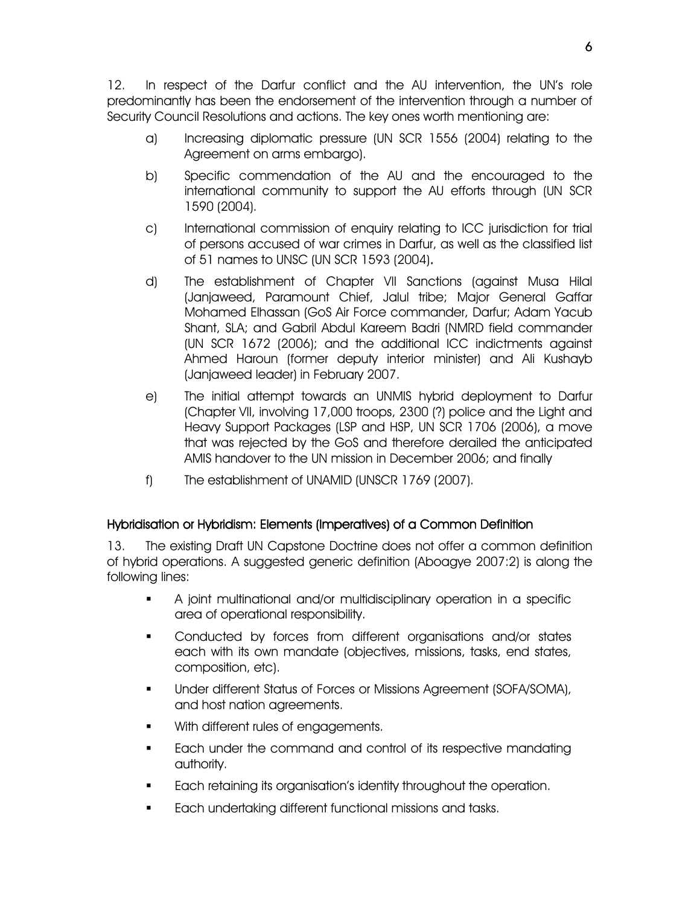12. In respect of the Darfur conflict and the AU intervention, the UN's role predominantly has been the endorsement of the intervention through a number of Security Council Resolutions and actions. The key ones worth mentioning are:

a) Increasing diplomatic pressure (UN SCR 1556 (2004) relating to the Agreement on arms embargo).

b) Specific commendation of the AU and the encouraged to the international community to support the AU efforts through (UN SCR 1590 (2004).

c) International commission of enquiry relating to ICC jurisdiction for trial of persons accused of war crimes in Darfur, as well as the classified list of 51 names to UNSC (UN SCR 1593 (2004).

d) The establishment of Chapter VII Sanctions (against Musa Hilal (Janjaweed, Paramount Chief, Jalul tribe; Major General Gaffar Mohamed Elhassan (GoS Air Force commander, Darfur; Adam Yacub Shant, SLA; and Gabril Abdul Kareem Badri (NMRD field commander (UN SCR 1672 (2006); and the additional ICC indictments against Ahmed Haroun (former deputy interior minister) and Ali Kushayb (Janjaweed leader) in February 2007.

e) The initial attempt towards an UNMIS hybrid deployment to Darfur (Chapter VII, involving 17,000 troops, 2300 (?) police and the Light and Heavy Support Packages (LSP and HSP, UN SCR 1706 (2006), a move that was rejected by the GoS and therefore derailed the anticipated AMIS handover to the UN mission in December 2006; and finally

f) The establishment of UNAMID (UNSCR 1769 (2007).

## Hybridisation or Hybridism: Elements (Imperatives) of a Common Definition

13. The existing Draft UN Capstone Doctrine does not offer a common definition of hybrid operations. A suggested generic definition (Aboagye 2007:2) is along the following lines:

- A joint multinational and/or multidisciplinary operation in a specific area of operational responsibility.
- Conducted by forces from different organisations and/or states each with its own mandate (objectives, missions, tasks, end states, composition, etc).
- Under different Status of Forces or Missions Agreement (SOFA/SOMA), and host nation agreements.
- With different rules of engagements.
- Each under the command and control of its respective mandating authority.
- Each retaining its organisation's identity throughout the operation.
- Each undertaking different functional missions and tasks.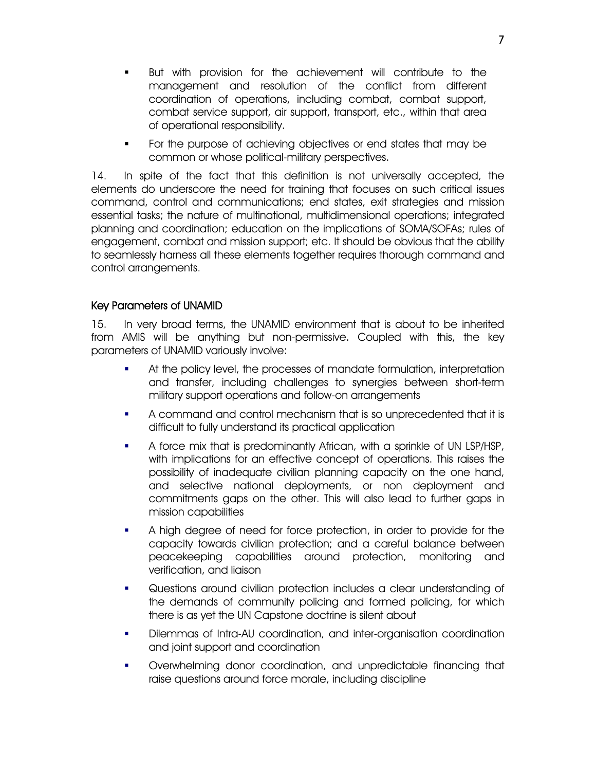- But with provision for the achievement will contribute to the management and resolution of the conflict from different coordination of operations, including combat, combat support, combat service support, air support, transport, etc., within that area of operational responsibility.
- For the purpose of achieving objectives or end states that may be common or whose political-military perspectives.

14. In spite of the fact that this definition is not universally accepted, the elements do underscore the need for training that focuses on such critical issues command, control and communications; end states, exit strategies and mission essential tasks; the nature of multinational, multidimensional operations; integrated planning and coordination; education on the implications of SOMA/SOFAs; rules of engagement, combat and mission support; etc. It should be obvious that the ability to seamlessly harness all these elements together requires thorough command and control arrangements.

## Key Parameters of UNAMID

15. In very broad terms, the UNAMID environment that is about to be inherited from AMIS will be anything but non-permissive. Coupled with this, the key parameters of UNAMID variously involve:

- At the policy level, the processes of mandate formulation, interpretation and transfer, including challenges to synergies between short-term military support operations and follow-on arrangements
- A command and control mechanism that is so unprecedented that it is difficult to fully understand its practical application
- A force mix that is predominantly African, with a sprinkle of UN LSP/HSP, with implications for an effective concept of operations. This raises the possibility of inadequate civilian planning capacity on the one hand, and selective national deployments, or non deployment and commitments gaps on the other. This will also lead to further gaps in mission capabilities
- A high degree of need for force protection, in order to provide for the capacity towards civilian protection; and a careful balance between peacekeeping capabilities around protection, monitoring and verification, and liaison
- Questions around civilian protection includes a clear understanding of the demands of community policing and formed policing, for which there is as yet the UN Capstone doctrine is silent about
- Dilemmas of Intra-AU coordination, and inter-organisation coordination and joint support and coordination
- Overwhelming donor coordination, and unpredictable financing that raise questions around force morale, including discipline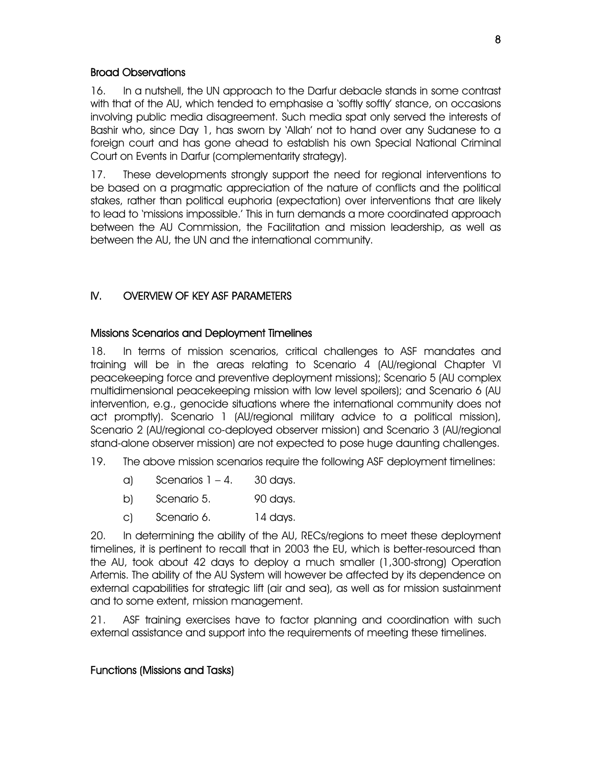### Broad Observations

16. In a nutshell, the UN approach to the Darfur debacle stands in some contrast with that of the AU, which tended to emphasise a 'softly softly' stance, on occasions involving public media disagreement. Such media spat only served the interests of Bashir who, since Day 1, has sworn by 'Allah' not to hand over any Sudanese to a foreign court and has gone ahead to establish his own Special National Criminal Court on Events in Darfur (complementarity strategy).

17. These developments strongly support the need for regional interventions to be based on a pragmatic appreciation of the nature of conflicts and the political stakes, rather than political euphoria (expectation) over interventions that are likely to lead to 'missions impossible.' This in turn demands a more coordinated approach between the AU Commission, the Facilitation and mission leadership, as well as between the AU, the UN and the international community.

## IV. OVERVIEW OF KEY ASF PARAMETERS

### Missions Scenarios and Deployment Timelines

18. In terms of mission scenarios, critical challenges to ASF mandates and training will be in the areas relating to Scenario 4 (AU/regional Chapter VI peacekeeping force and preventive deployment missions); Scenario 5 (AU complex multidimensional peacekeeping mission with low level spoilers); and Scenario 6 (AU intervention, e.g., genocide situations where the international community does not act promptly). Scenario 1 (AU/regional military advice to a political mission), Scenario 2 (AU/regional co-deployed observer mission) and Scenario 3 (AU/regional stand-alone observer mission) are not expected to pose huge daunting challenges.

19. The above mission scenarios require the following ASF deployment timelines:

a) Scenarios 1 – 4. 30 days.

b) Scenario 5. 90 days.

c) Scenario 6. 14 days.

20. In determining the ability of the AU, RECs/regions to meet these deployment timelines, it is pertinent to recall that in 2003 the EU, which is better-resourced than the AU, took about 42 days to deploy a much smaller (1,300-strong) Operation Artemis. The ability of the AU System will however be affected by its dependence on external capabilities for strategic lift (air and sea), as well as for mission sustainment and to some extent, mission management.

21. ASF training exercises have to factor planning and coordination with such external assistance and support into the requirements of meeting these timelines.

### Functions (Missions and Tasks)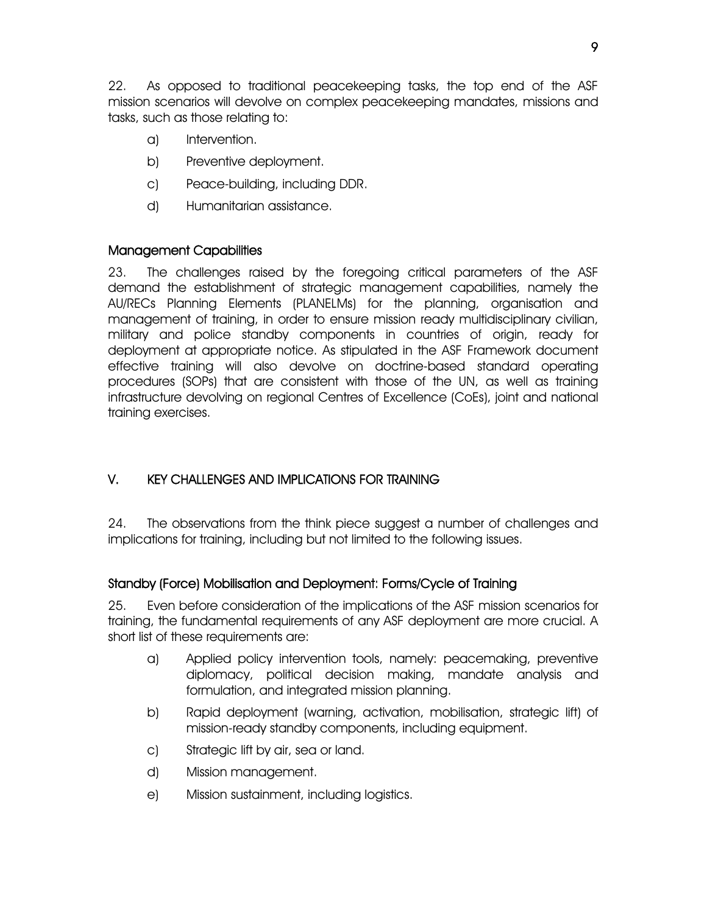22. As opposed to traditional peacekeeping tasks, the top end of the ASF mission scenarios will devolve on complex peacekeeping mandates, missions and tasks, such as those relating to:

a) Intervention.

b) Preventive deployment.

c) Peace-building, including DDR.

d) Humanitarian assistance.

### Management Capabilities

23. The challenges raised by the foregoing critical parameters of the ASF demand the establishment of strategic management capabilities, namely the AU/RECs Planning Elements (PLANELMs) for the planning, organisation and management of training, in order to ensure mission ready multidisciplinary civilian, military and police standby components in countries of origin, ready for deployment at appropriate notice. As stipulated in the ASF Framework document effective training will also devolve on doctrine-based standard operating procedures (SOPs) that are consistent with those of the UN, as well as training infrastructure devolving on regional Centres of Excellence (CoEs), joint and national training exercises.

## V. KEY CHALLENGES AND IMPLICATIONS FOR TRAINING

24. The observations from the think piece suggest a number of challenges and implications for training, including but not limited to the following issues.

### Standby (Force) Mobilisation and Deployment: Forms/Cycle of Training

25. Even before consideration of the implications of the ASF mission scenarios for training, the fundamental requirements of any ASF deployment are more crucial. A short list of these requirements are:

a) Applied policy intervention tools, namely: peacemaking, preventive diplomacy, political decision making, mandate analysis and formulation, and integrated mission planning.

b) Rapid deployment (warning, activation, mobilisation, strategic lift) of mission-ready standby components, including equipment.

c) Strategic lift by air, sea or land.

d) Mission management.

e) Mission sustainment, including logistics.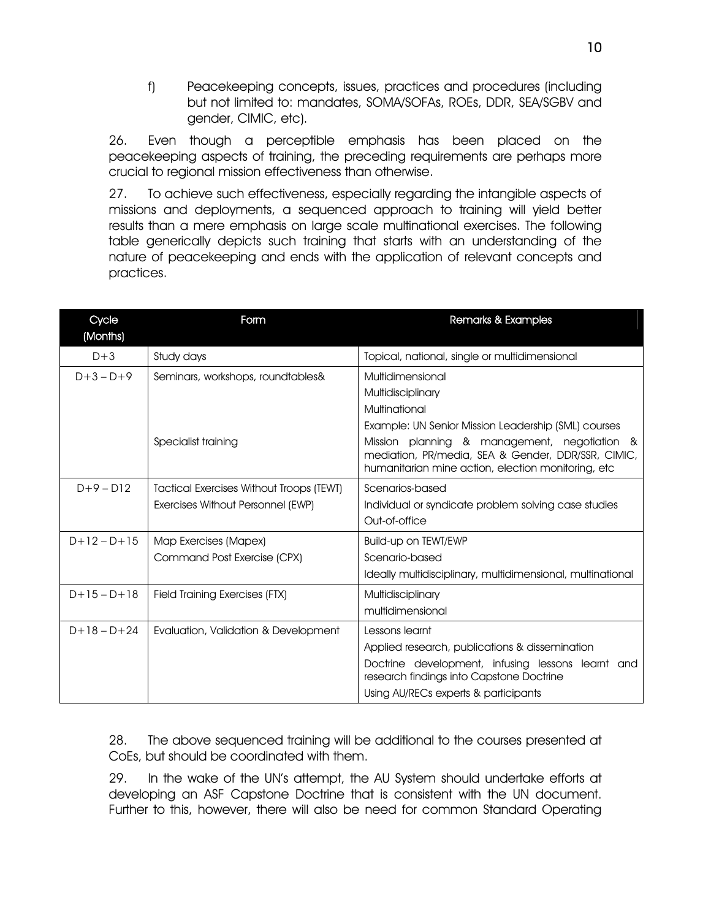f) Peacekeeping concepts, issues, practices and procedures (including but not limited to: mandates, SOMA/SOFAs, ROEs, DDR, SEA/SGBV and gender, CIMIC, etc).

26. Even though a perceptible emphasis has been placed on the peacekeeping aspects of training, the preceding requirements are perhaps more crucial to regional mission effectiveness than otherwise.

27. To achieve such effectiveness, especially regarding the intangible aspects of missions and deployments, a sequenced approach to training will yield better results than a mere emphasis on large scale multinational exercises. The following table generically depicts such training that starts with an understanding of the nature of peacekeeping and ends with the application of relevant concepts and practices.

| Cycle (Months) | Form | Remarks & Examples |
|---|---|---|
| D+3 | Study days | Topical, national, single or multidimensional |
| D+3 – D+9 | Seminars, workshops, roundtables&<br><br><br><br>Specialist training | Multidimensional<br>Multidisciplinary<br>Multinational<br>Example: UN Senior Mission Leadership (SML) courses<br>Mission planning & management, negotiation & mediation, PR/media, SEA & Gender, DDR/SSR, CIMIC, humanitarian mine action, election monitoring, etc |
| D+9 – D12 | Tactical Exercises Without Troops (TEWT)<br>Exercises Without Personnel (EWP) | Scenarios-based<br>Individual or syndicate problem solving case studies<br>Out-of-office |
| D+12 – D+15 | Map Exercises (Mapex)<br>Command Post Exercise (CPX) | Build-up on TEWT/EWP<br>Scenario-based<br>Ideally multidisciplinary, multidimensional, multinational |
| D+15 – D+18 | Field Training Exercises (FTX) | Multidisciplinary<br>multidimensional |
| D+18 – D+24 | Evaluation, Validation & Development | Lessons learnt<br>Applied research, publications & dissemination<br>Doctrine development, infusing lessons learnt and research findings into Capstone Doctrine<br>Using AU/RECs experts & participants |

28. The above sequenced training will be additional to the courses presented at CoEs, but should be coordinated with them.

29. In the wake of the UN's attempt, the AU System should undertake efforts at developing an ASF Capstone Doctrine that is consistent with the UN document. Further to this, however, there will also be need for common Standard Operating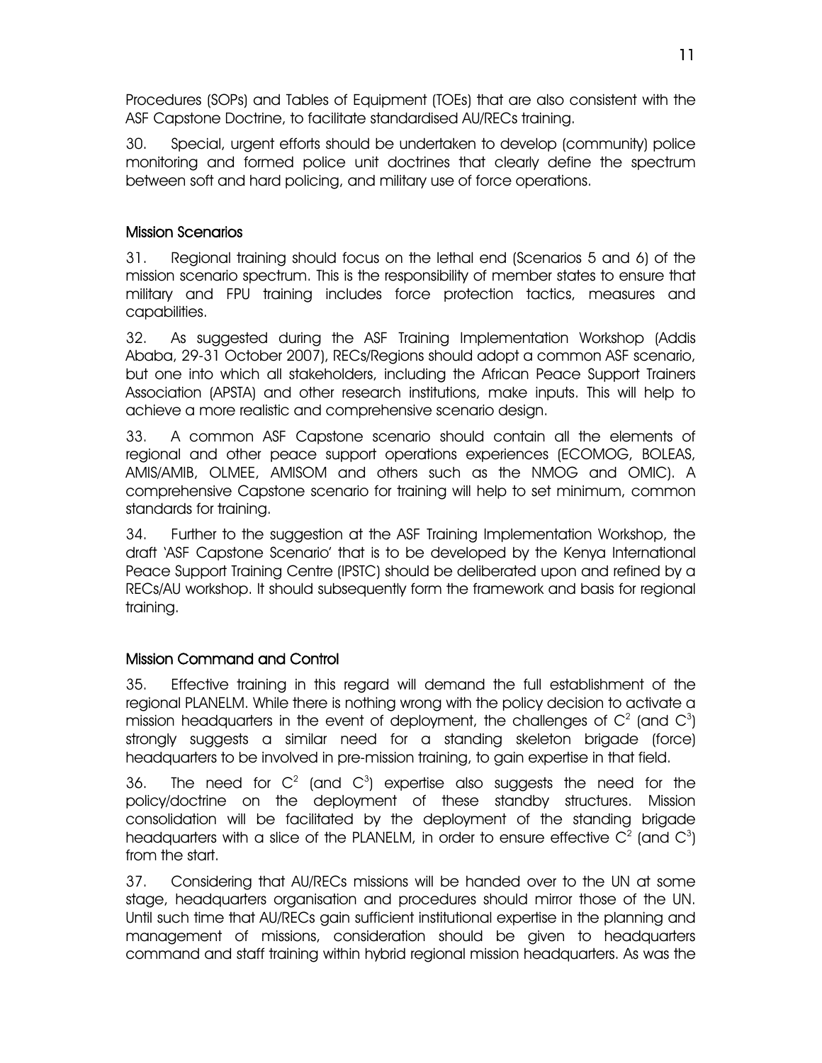Procedures (SOPs) and Tables of Equipment (TOEs) that are also consistent with the ASF Capstone Doctrine, to facilitate standardised AU/RECs training.

30. Special, urgent efforts should be undertaken to develop (community) police monitoring and formed police unit doctrines that clearly define the spectrum between soft and hard policing, and military use of force operations.

### Mission Scenarios

31. Regional training should focus on the lethal end (Scenarios 5 and 6) of the mission scenario spectrum. This is the responsibility of member states to ensure that military and FPU training includes force protection tactics, measures and capabilities.

32. As suggested during the ASF Training Implementation Workshop (Addis Ababa, 29-31 October 2007), RECs/Regions should adopt a common ASF scenario, but one into which all stakeholders, including the African Peace Support Trainers Association (APSTA) and other research institutions, make inputs. This will help to achieve a more realistic and comprehensive scenario design.

33. A common ASF Capstone scenario should contain all the elements of regional and other peace support operations experiences (ECOMOG, BOLEAS, AMIS/AMIB, OLMEE, AMISOM and others such as the NMOG and OMIC). A comprehensive Capstone scenario for training will help to set minimum, common standards for training.

34. Further to the suggestion at the ASF Training Implementation Workshop, the draft 'ASF Capstone Scenario' that is to be developed by the Kenya International Peace Support Training Centre (IPSTC) should be deliberated upon and refined by a RECs/AU workshop. It should subsequently form the framework and basis for regional training.

### Mission Command and Control

35. Effective training in this regard will demand the full establishment of the regional PLANELM. While there is nothing wrong with the policy decision to activate a mission headquarters in the event of deployment, the challenges of $C^2$ (and $C^3$) strongly suggests a similar need for a standing skeleton brigade (force) headquarters to be involved in pre-mission training, to gain expertise in that field.

36. The need for $C^2$ (and $C^3$) expertise also suggests the need for the policy/doctrine on the deployment of these standby structures. Mission consolidation will be facilitated by the deployment of the standing brigade headquarters with a slice of the PLANELM, in order to ensure effective $C^2$ (and $C^3$) from the start.

37. Considering that AU/RECs missions will be handed over to the UN at some stage, headquarters organisation and procedures should mirror those of the UN. Until such time that AU/RECs gain sufficient institutional expertise in the planning and management of missions, consideration should be given to headquarters command and staff training within hybrid regional mission headquarters. As was the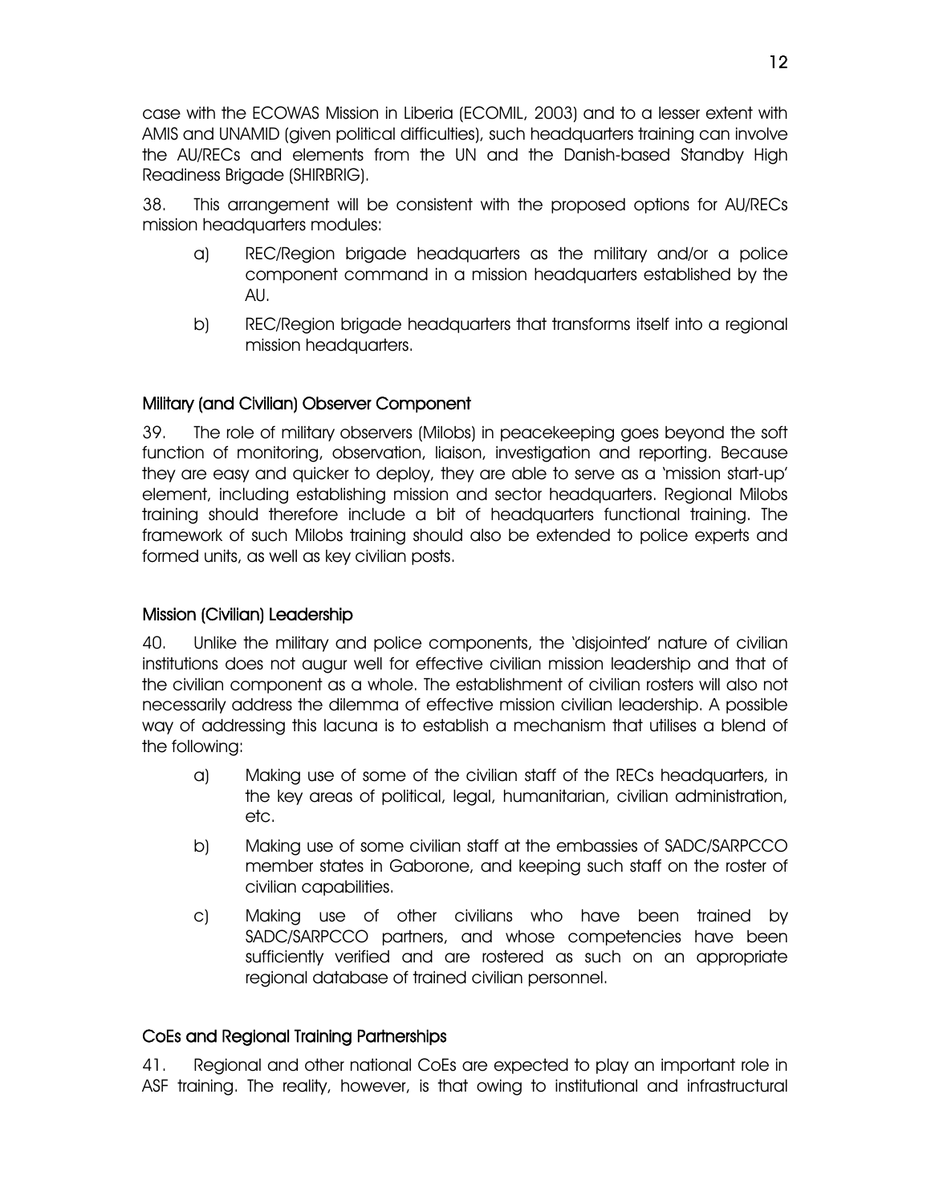case with the ECOWAS Mission in Liberia (ECOMIL, 2003) and to a lesser extent with AMIS and UNAMID (given political difficulties), such headquarters training can involve the AU/RECs and elements from the UN and the Danish-based Standby High Readiness Brigade (SHIRBRIG).

38. This arrangement will be consistent with the proposed options for AU/RECs mission headquarters modules:

a) REC/Region brigade headquarters as the military and/or a police component command in a mission headquarters established by the AU.

b) REC/Region brigade headquarters that transforms itself into a regional mission headquarters.

### Military (and Civilian) Observer Component

39. The role of military observers (Milobs) in peacekeeping goes beyond the soft function of monitoring, observation, liaison, investigation and reporting. Because they are easy and quicker to deploy, they are able to serve as a 'mission start-up' element, including establishing mission and sector headquarters. Regional Milobs training should therefore include a bit of headquarters functional training. The framework of such Milobs training should also be extended to police experts and formed units, as well as key civilian posts.

### Mission (Civilian) Leadership

40. Unlike the military and police components, the 'disjointed' nature of civilian institutions does not augur well for effective civilian mission leadership and that of the civilian component as a whole. The establishment of civilian rosters will also not necessarily address the dilemma of effective mission civilian leadership. A possible way of addressing this lacuna is to establish a mechanism that utilises a blend of the following:

a) Making use of some of the civilian staff of the RECs headquarters, in the key areas of political, legal, humanitarian, civilian administration, etc.

b) Making use of some civilian staff at the embassies of SADC/SARPCCO member states in Gaborone, and keeping such staff on the roster of civilian capabilities.

c) Making use of other civilians who have been trained by SADC/SARPCCO partners, and whose competencies have been sufficiently verified and are rostered as such on an appropriate regional database of trained civilian personnel.

### CoEs and Regional Training Partnerships

41. Regional and other national CoEs are expected to play an important role in ASF training. The reality, however, is that owing to institutional and infrastructural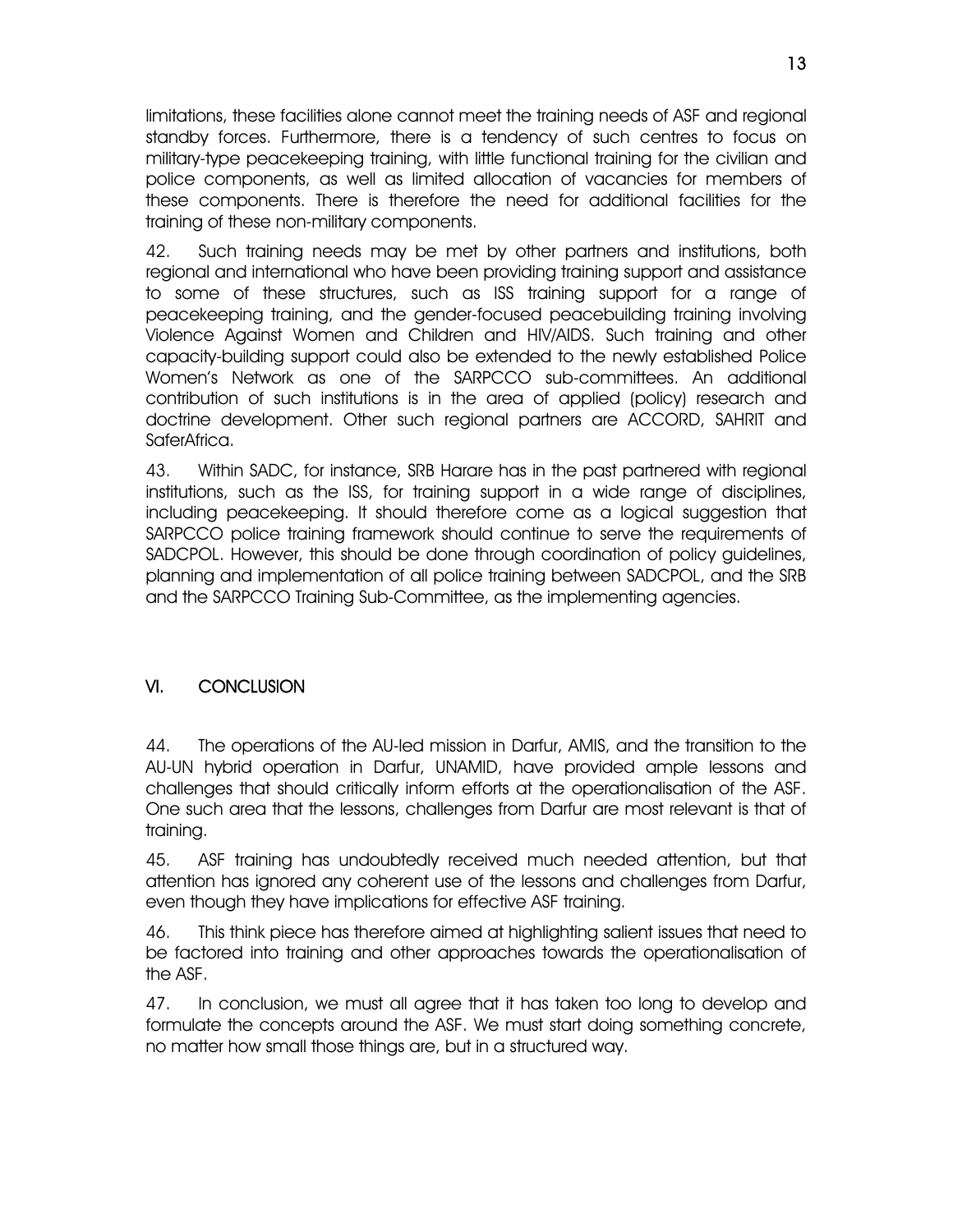limitations, these facilities alone cannot meet the training needs of ASF and regional standby forces. Furthermore, there is a tendency of such centres to focus on military-type peacekeeping training, with little functional training for the civilian and police components, as well as limited allocation of vacancies for members of these components. There is therefore the need for additional facilities for the training of these non-military components.

42. Such training needs may be met by other partners and institutions, both regional and international who have been providing training support and assistance to some of these structures, such as ISS training support for a range of peacekeeping training, and the gender-focused peacebuilding training involving Violence Against Women and Children and HIV/AIDS. Such training and other capacity-building support could also be extended to the newly established Police Women's Network as one of the SARPCCO sub-committees. An additional contribution of such institutions is in the area of applied (policy) research and doctrine development. Other such regional partners are ACCORD, SAHRIT and SaferAfrica.

43. Within SADC, for instance, SRB Harare has in the past partnered with regional institutions, such as the ISS, for training support in a wide range of disciplines, including peacekeeping. It should therefore come as a logical suggestion that SARPCCO police training framework should continue to serve the requirements of SADCPOL. However, this should be done through coordination of policy guidelines, planning and implementation of all police training between SADCPOL, and the SRB and the SARPCCO Training Sub-Committee, as the implementing agencies.

## VI. CONCLUSION

44. The operations of the AU-led mission in Darfur, AMIS, and the transition to the AU-UN hybrid operation in Darfur, UNAMID, have provided ample lessons and challenges that should critically inform efforts at the operationalisation of the ASF. One such area that the lessons, challenges from Darfur are most relevant is that of training.

45. ASF training has undoubtedly received much needed attention, but that attention has ignored any coherent use of the lessons and challenges from Darfur, even though they have implications for effective ASF training.

46. This think piece has therefore aimed at highlighting salient issues that need to be factored into training and other approaches towards the operationalisation of the ASF.

47. In conclusion, we must all agree that it has taken too long to develop and formulate the concepts around the ASF. We must start doing something concrete, no matter how small those things are, but in a structured way.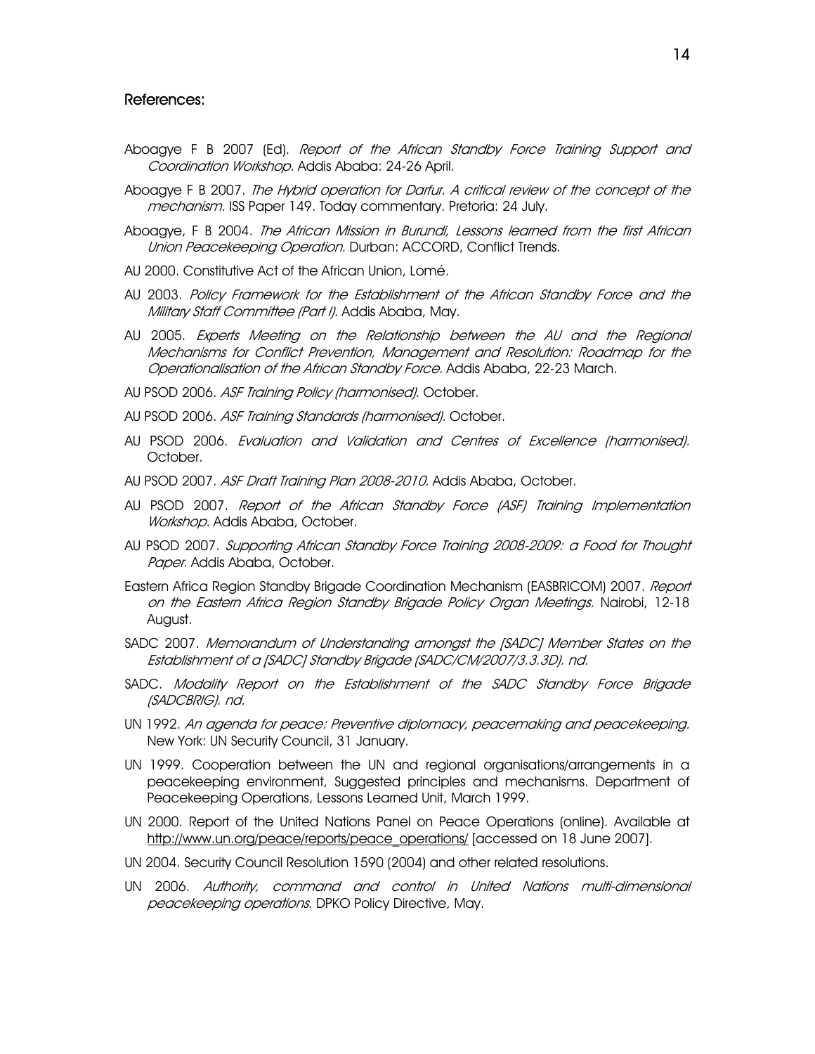## References:

Aboagye F B 2007 (Ed). *Report of the African Standby Force Training Support and Coordination Workshop.* Addis Ababa: 24-26 April.

Aboagye F B 2007. *The Hybrid operation for Darfur. A critical review of the concept of the mechanism.* ISS Paper 149. Today commentary. Pretoria: 24 July.

Aboagye, F B 2004. *The African Mission in Burundi, Lessons learned from the first African Union Peacekeeping Operation.* Durban: ACCORD, Conflict Trends.

AU 2000. Constitutive Act of the African Union, Lomé.

AU 2003. *Policy Framework for the Establishment of the African Standby Force and the Military Staff Committee (Part I).* Addis Ababa, May.

AU 2005. *Experts Meeting on the Relationship between the AU and the Regional Mechanisms for Conflict Prevention, Management and Resolution: Roadmap for the Operationalisation of the African Standby Force.* Addis Ababa, 22-23 March.

AU PSOD 2006. *ASF Training Policy (harmonised).* October.

AU PSOD 2006. *ASF Training Standards (harmonised).* October.

AU PSOD 2006. *Evaluation and Validation and Centres of Excellence (harmonised).* October.

AU PSOD 2007. *ASF Draft Training Plan 2008-2010.* Addis Ababa, October.

AU PSOD 2007. *Report of the African Standby Force (ASF) Training Implementation Workshop.* Addis Ababa, October.

AU PSOD 2007. *Supporting African Standby Force Training 2008-2009: a Food for Thought Paper.* Addis Ababa, October.

Eastern Africa Region Standby Brigade Coordination Mechanism (EASBRICOM) 2007. *Report on the Eastern Africa Region Standby Brigade Policy Organ Meetings.* Nairobi, 12-18 August.

SADC 2007. *Memorandum of Understanding amongst the [SADC] Member States on the Establishment of a [SADC] Standby Brigade (SADC/CM/2007/3.3.3D). nd.*

SADC. *Modality Report on the Establishment of the SADC Standby Force Brigade (SADCBRIG). nd.*

UN 1992. *An agenda for peace: Preventive diplomacy, peacemaking and peacekeeping.* New York: UN Security Council, 31 January.

UN 1999. Cooperation between the UN and regional organisations/arrangements in a peacekeeping environment, Suggested principles and mechanisms. Department of Peacekeeping Operations, Lessons Learned Unit, March 1999.

UN 2000. Report of the United Nations Panel on Peace Operations (online). Available at http://www.un.org/peace/reports/peace_operations/ [accessed on 18 June 2007].

UN 2004. Security Council Resolution 1590 (2004) and other related resolutions.

UN 2006. *Authority, command and control in United Nations multi-dimensional peacekeeping operations*. DPKO Policy Directive, May.